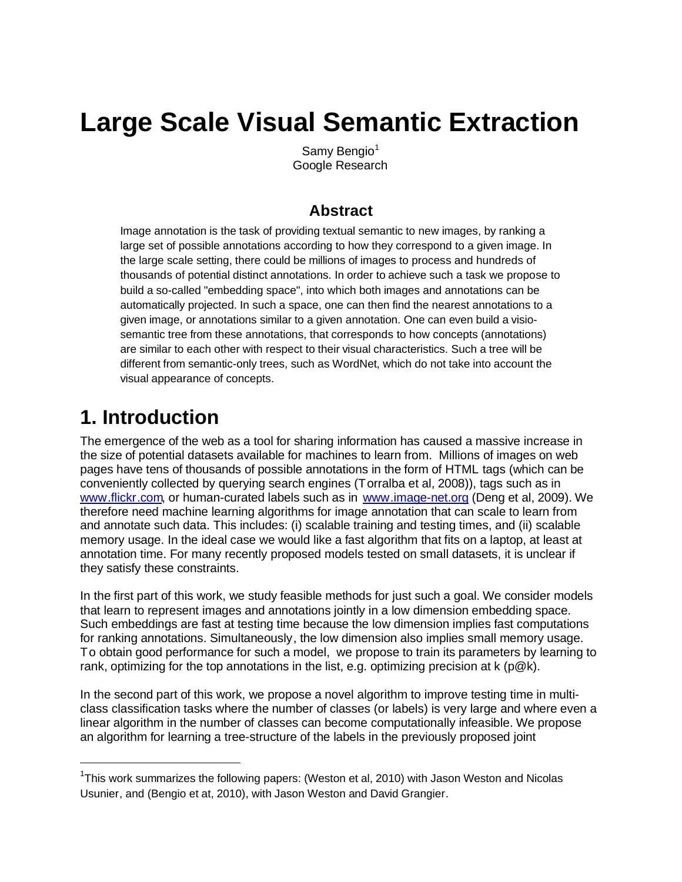# Large Scale Visual Semantic Extraction

Samy Bengio[1]
Google Research

## Abstract

Image annotation is the task of providing textual semantic to new images, by ranking a large set of possible annotations according to how they correspond to a given image. In the large scale setting, there could be millions of images to process and hundreds of thousands of potential distinct annotations. In order to achieve such a task we propose to build a so-called "embedding space", into which both images and annotations can be automatically projected. In such a space, one can then find the nearest annotations to a given image, or annotations similar to a given annotation. One can even build a visio-semantic tree from these annotations, that corresponds to how concepts (annotations) are similar to each other with respect to their visual characteristics. Such a tree will be different from semantic-only trees, such as WordNet, which do not take into account the visual appearance of concepts.

# 1. Introduction

The emergence of the web as a tool for sharing information has caused a massive increase in the size of potential datasets available for machines to learn from. Millions of images on web pages have tens of thousands of possible annotations in the form of HTML tags (which can be conveniently collected by querying search engines (Torralba et al, 2008)), tags such as in www.flickr.com, or human-curated labels such as in www.image-net.org (Deng et al, 2009). We therefore need machine learning algorithms for image annotation that can scale to learn from and annotate such data. This includes: (i) scalable training and testing times, and (ii) scalable memory usage. In the ideal case we would like a fast algorithm that fits on a laptop, at least at annotation time. For many recently proposed models tested on small datasets, it is unclear if they satisfy these constraints.

In the first part of this work, we study feasible methods for just such a goal. We consider models that learn to represent images and annotations jointly in a low dimension embedding space. Such embeddings are fast at testing time because the low dimension implies fast computations for ranking annotations. Simultaneously, the low dimension also implies small memory usage. To obtain good performance for such a model, we propose to train its parameters by learning to rank, optimizing for the top annotations in the list, e.g. optimizing precision at k (p@k).

In the second part of this work, we propose a novel algorithm to improve testing time in multi-class classification tasks where the number of classes (or labels) is very large and where even a linear algorithm in the number of classes can become computationally infeasible. We propose an algorithm for learning a tree-structure of the labels in the previously proposed joint

[1] This work summarizes the following papers: (Weston et al, 2010) with Jason Weston and Nicolas Usunier, and (Bengio et at, 2010), with Jason Weston and David Grangier.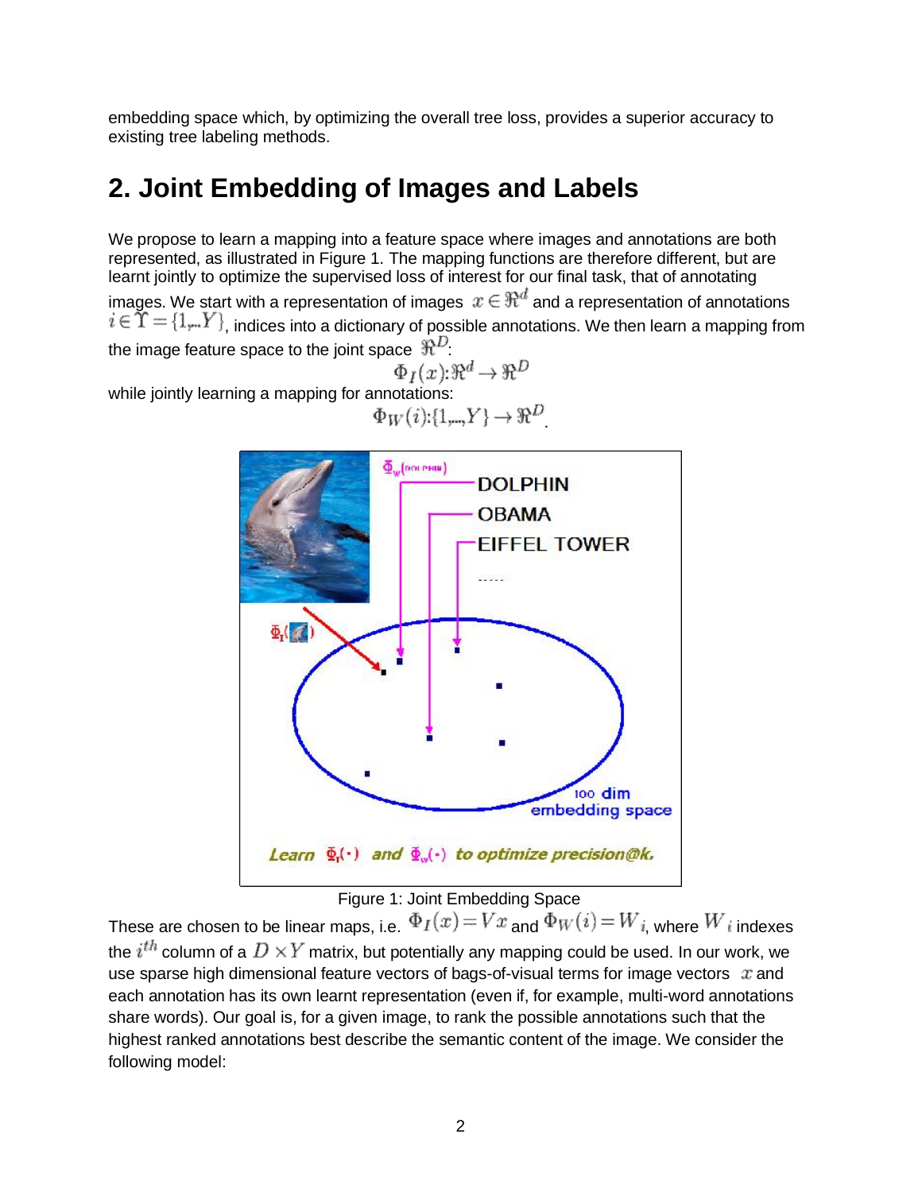embedding space which, by optimizing the overall tree loss, provides a superior accuracy to existing tree labeling methods.

## 2. Joint Embedding of Images and Labels

We propose to learn a mapping into a feature space where images and annotations are both represented, as illustrated in Figure 1. The mapping functions are therefore different, but are learnt jointly to optimize the supervised loss of interest for our final task, that of annotating images. We start with a representation of images $x \in \Re^d$ and a representation of annotations $i \in \Upsilon = \{1,...,Y\}$, indices into a dictionary of possible annotations. We then learn a mapping from the image feature space to the joint space $\Re^D$:

$$\Phi_I(x): \Re^d \rightarrow \Re^D$$

while jointly learning a mapping for annotations:

$$\Phi_W(i): \{1,...,Y\} \rightarrow \Re^D.$$

Figure 1: Joint Embedding Space

These are chosen to be linear maps, i.e. $\Phi_I(x) = Vx$ and $\Phi_W(i) = W_i$, where $W_i$ indexes the $i^{th}$ column of a $D \times Y$ matrix, but potentially any mapping could be used. In our work, we use sparse high dimensional feature vectors of bags-of-visual terms for image vectors $x$ and each annotation has its own learnt representation (even if, for example, multi-word annotations share words). Our goal is, for a given image, to rank the possible annotations such that the highest ranked annotations best describe the semantic content of the image. We consider the following model: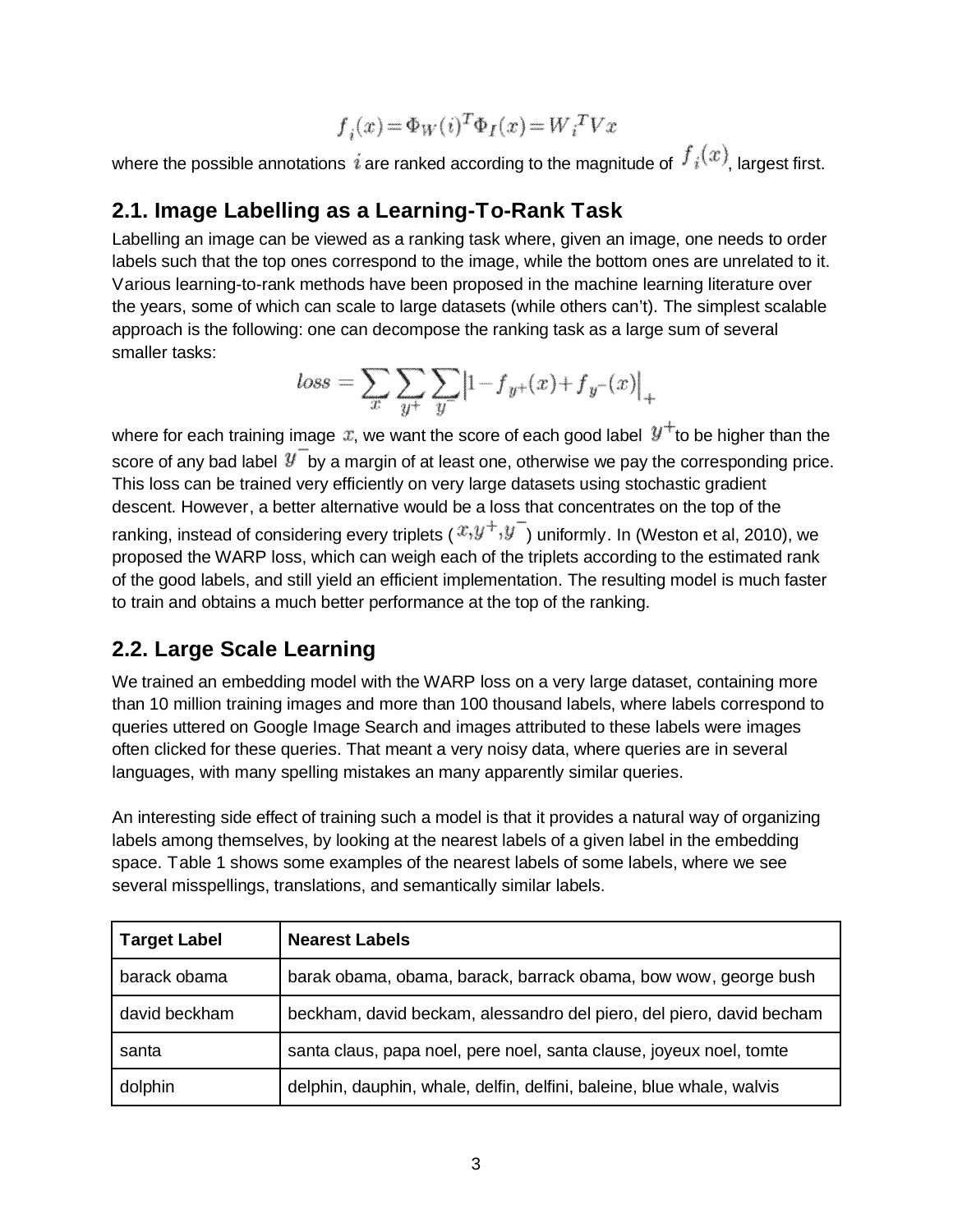$$f_i(x) = \Phi_W(i)^T \Phi_I(x) = W_i^T V x$$

where the possible annotations $i$ are ranked according to the magnitude of $f_i(x)$, largest first.

## 2.1. Image Labelling as a Learning-To-Rank Task

Labelling an image can be viewed as a ranking task where, given an image, one needs to order labels such that the top ones correspond to the image, while the bottom ones are unrelated to it. Various learning-to-rank methods have been proposed in the machine learning literature over the years, some of which can scale to large datasets (while others can't). The simplest scalable approach is the following: one can decompose the ranking task as a large sum of several smaller tasks:

$$loss = \sum_x \sum_{y^+} \sum_{y^-} \left| 1 - f_{y^+}(x) + f_{y^-}(x) \right|_+$$

where for each training image $x$, we want the score of each good label $y^+$ to be higher than the score of any bad label $y^-$ by a margin of at least one, otherwise we pay the corresponding price. This loss can be trained very efficiently on very large datasets using stochastic gradient descent. However, a better alternative would be a loss that concentrates on the top of the ranking, instead of considering every triplets ($x, y^+, y^-$) uniformly. In (Weston et al, 2010), we proposed the WARP loss, which can weigh each of the triplets according to the estimated rank of the good labels, and still yield an efficient implementation. The resulting model is much faster to train and obtains a much better performance at the top of the ranking.

## 2.2. Large Scale Learning

We trained an embedding model with the WARP loss on a very large dataset, containing more than 10 million training images and more than 100 thousand labels, where labels correspond to queries uttered on Google Image Search and images attributed to these labels were images often clicked for these queries. That meant a very noisy data, where queries are in several languages, with many spelling mistakes an many apparently similar queries.

An interesting side effect of training such a model is that it provides a natural way of organizing labels among themselves, by looking at the nearest labels of a given label in the embedding space. Table 1 shows some examples of the nearest labels of some labels, where we see several misspellings, translations, and semantically similar labels.

| **Target Label** | **Nearest Labels** |
| --- | --- |
| barack obama | barak obama, obama, barack, barrack obama, bow wow, george bush |
| david beckham | beckham, david beckam, alessandro del piero, del piero, david becham |
| santa | santa claus, papa noel, pere noel, santa clause, joyeux noel, tomte |
| dolphin | delphin, dauphin, whale, delfin, delfini, baleine, blue whale, walvis |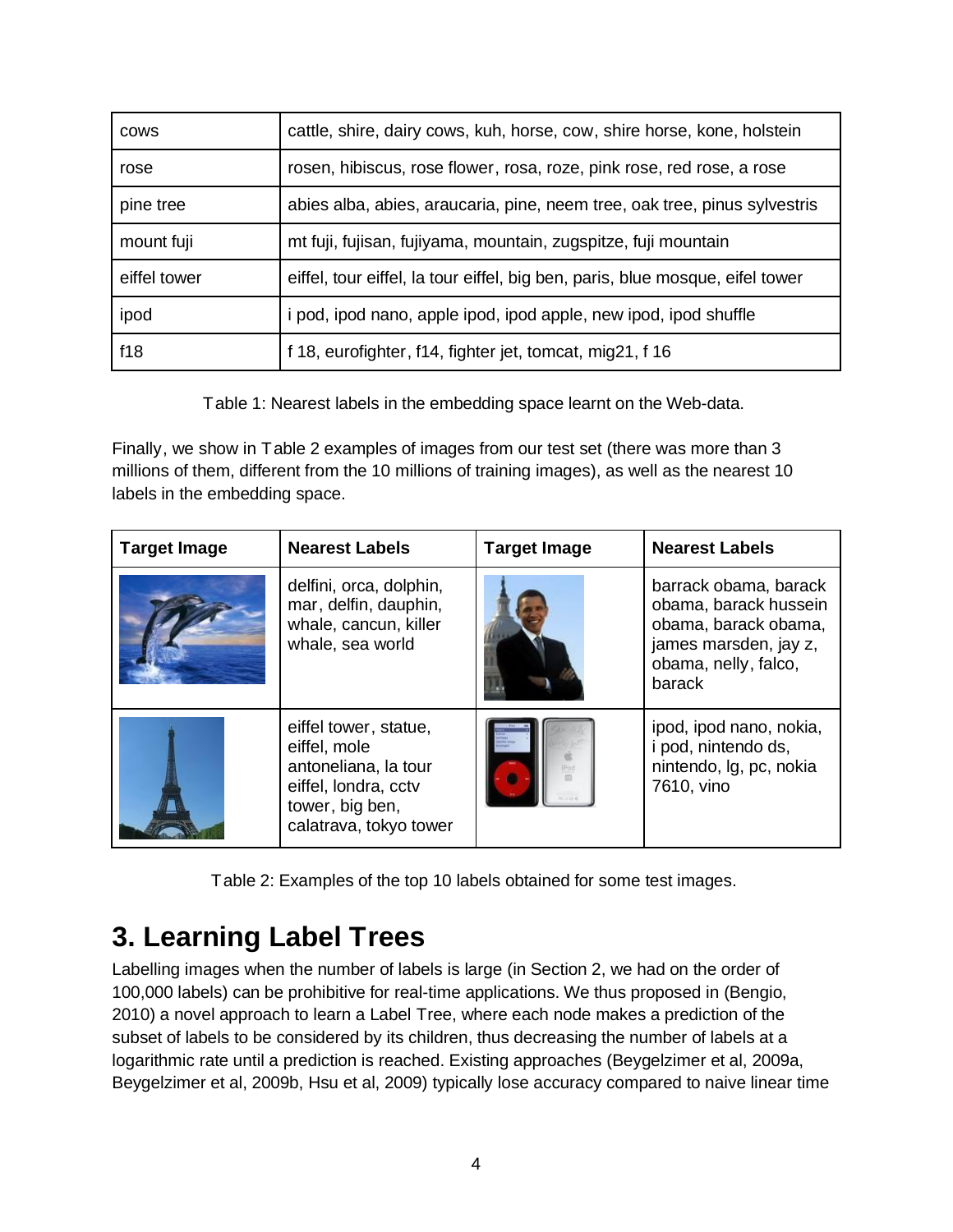| cows | cattle, shire, dairy cows, kuh, horse, cow, shire horse, kone, holstein |
|---|---|
| rose | rosen, hibiscus, rose flower, rosa, roze, pink rose, red rose, a rose |
| pine tree | abies alba, abies, araucaria, pine, neem tree, oak tree, pinus sylvestris |
| mount fuji | mt fuji, fujisan, fujiyama, mountain, zugspitze, fuji mountain |
| eiffel tower | eiffel, tour eiffel, la tour eiffel, big ben, paris, blue mosque, eifel tower |
| ipod | i pod, ipod nano, apple ipod, ipod apple, new ipod, ipod shuffle |
| f18 | f 18, eurofighter, f14, fighter jet, tomcat, mig21, f 16 |

Table 1: Nearest labels in the embedding space learnt on the Web-data.

Finally, we show in Table 2 examples of images from our test set (there was more than 3 millions of them, different from the 10 millions of training images), as well as the nearest 10 labels in the embedding space.

| Target Image | Nearest Labels | Target Image | Nearest Labels |
|---|---|---|---|
| | delfini, orca, dolphin, mar, delfin, dauphin, whale, cancun, killer whale, sea world | | barrack obama, barack obama, barack hussein obama, barack obama, james marsden, jay z, obama, nelly, falco, barack |
| | eiffel tower, statue, eiffel, mole antoneliana, la tour eiffel, londra, cctv tower, big ben, calatrava, tokyo tower | | ipod, ipod nano, nokia, i pod, nintendo ds, nintendo, lg, pc, nokia 7610, vino |

Table 2: Examples of the top 10 labels obtained for some test images.

## 3. Learning Label Trees

Labelling images when the number of labels is large (in Section 2, we had on the order of 100,000 labels) can be prohibitive for real-time applications. We thus proposed in (Bengio, 2010) a novel approach to learn a Label Tree, where each node makes a prediction of the subset of labels to be considered by its children, thus decreasing the number of labels at a logarithmic rate until a prediction is reached. Existing approaches (Beygelzimer et al, 2009a, Beygelzimer et al, 2009b, Hsu et al, 2009) typically lose accuracy compared to naive linear time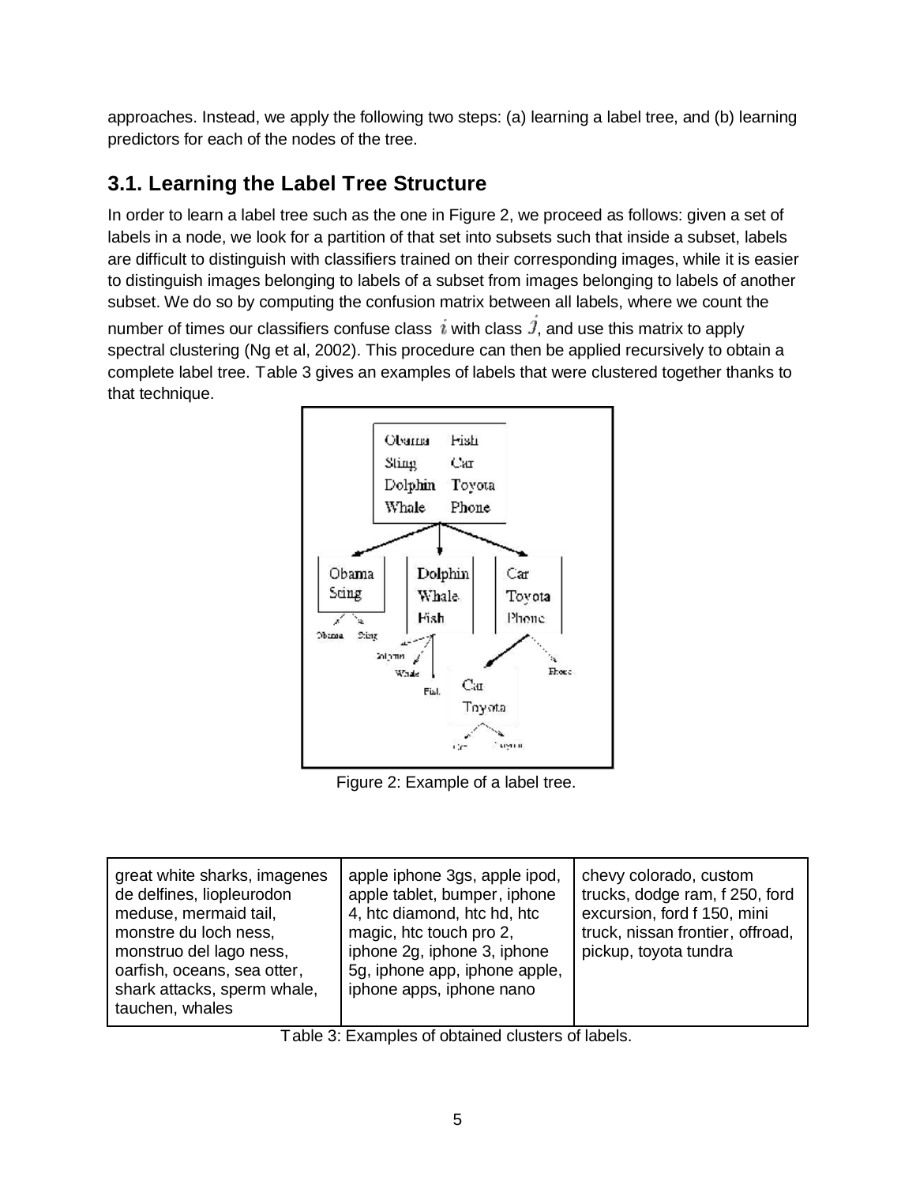approaches. Instead, we apply the following two steps: (a) learning a label tree, and (b) learning predictors for each of the nodes of the tree.

## 3.1. Learning the Label Tree Structure

In order to learn a label tree such as the one in Figure 2, we proceed as follows: given a set of labels in a node, we look for a partition of that set into subsets such that inside a subset, labels are difficult to distinguish with classifiers trained on their corresponding images, while it is easier to distinguish images belonging to labels of a subset from images belonging to labels of another subset. We do so by computing the confusion matrix between all labels, where we count the number of times our classifiers confuse class $i$ with class $j$, and use this matrix to apply spectral clustering (Ng et al, 2002). This procedure can then be applied recursively to obtain a complete label tree. Table 3 gives an examples of labels that were clustered together thanks to that technique.

Figure 2: Example of a label tree.

| great white sharks, imagenes de delfines, liopleurodon meduse, mermaid tail, monstre du loch ness, monstruo del lago ness, oarfish, oceans, sea otter, shark attacks, sperm whale, tauchen, whales | apple iphone 3gs, apple ipod, apple tablet, bumper, iphone 4, htc diamond, htc hd, htc magic, htc touch pro 2, iphone 2g, iphone 3, iphone 5g, iphone app, iphone apple, iphone apps, iphone nano | chevy colorado, custom trucks, dodge ram, f 250, ford excursion, ford f 150, mini truck, nissan frontier, offroad, pickup, toyota tundra |
|---|---|---|

Table 3: Examples of obtained clusters of labels.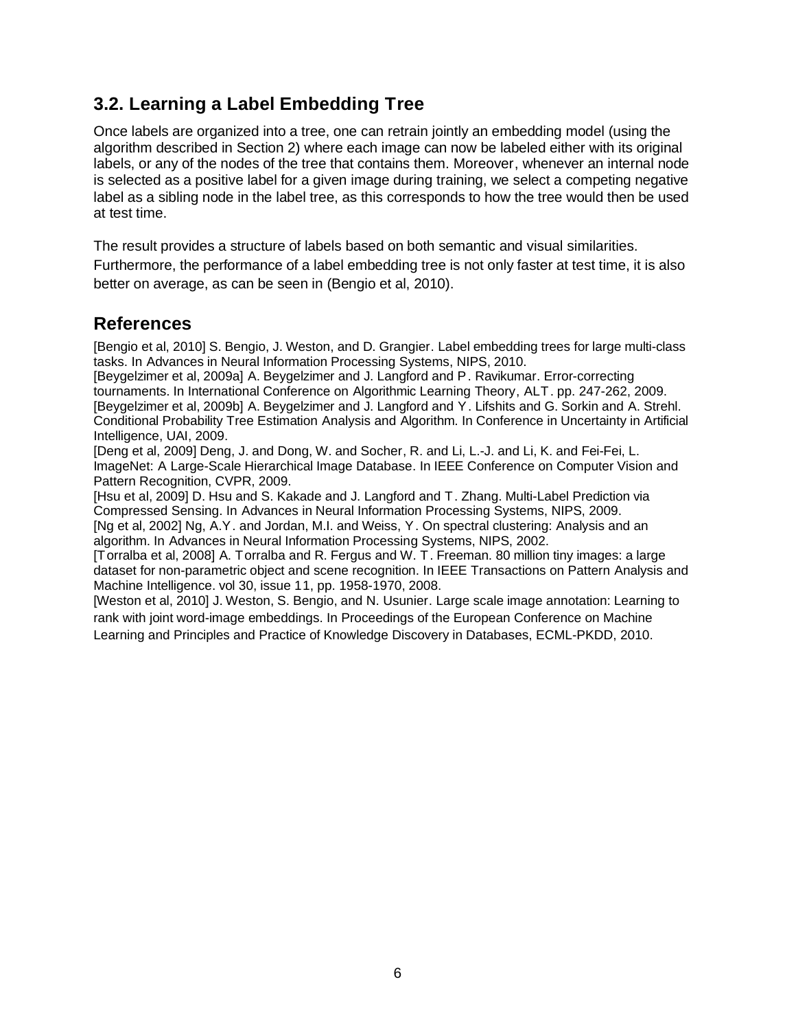## 3.2. Learning a Label Embedding Tree

Once labels are organized into a tree, one can retrain jointly an embedding model (using the algorithm described in Section 2) where each image can now be labeled either with its original labels, or any of the nodes of the tree that contains them. Moreover, whenever an internal node is selected as a positive label for a given image during training, we select a competing negative label as a sibling node in the label tree, as this corresponds to how the tree would then be used at test time.

The result provides a structure of labels based on both semantic and visual similarities. Furthermore, the performance of a label embedding tree is not only faster at test time, it is also better on average, as can be seen in (Bengio et al, 2010).

## References

[Bengio et al, 2010] S. Bengio, J. Weston, and D. Grangier. Label embedding trees for large multi-class tasks. In Advances in Neural Information Processing Systems, NIPS, 2010.

[Beygelzimer et al, 2009a] A. Beygelzimer and J. Langford and P. Ravikumar. Error-correcting tournaments. In International Conference on Algorithmic Learning Theory, ALT. pp. 247-262, 2009.

[Beygelzimer et al, 2009b] A. Beygelzimer and J. Langford and Y. Lifshits and G. Sorkin and A. Strehl. Conditional Probability Tree Estimation Analysis and Algorithm. In Conference in Uncertainty in Artificial Intelligence, UAI, 2009.

[Deng et al, 2009] Deng, J. and Dong, W. and Socher, R. and Li, L.-J. and Li, K. and Fei-Fei, L. ImageNet: A Large-Scale Hierarchical Image Database. In IEEE Conference on Computer Vision and Pattern Recognition, CVPR, 2009.

[Hsu et al, 2009] D. Hsu and S. Kakade and J. Langford and T. Zhang. Multi-Label Prediction via Compressed Sensing. In Advances in Neural Information Processing Systems, NIPS, 2009.

[Ng et al, 2002] Ng, A.Y. and Jordan, M.I. and Weiss, Y. On spectral clustering: Analysis and an algorithm. In Advances in Neural Information Processing Systems, NIPS, 2002.

[Torralba et al, 2008] A. Torralba and R. Fergus and W. T. Freeman. 80 million tiny images: a large dataset for non-parametric object and scene recognition. In IEEE Transactions on Pattern Analysis and Machine Intelligence. vol 30, issue 11, pp. 1958-1970, 2008.

[Weston et al, 2010] J. Weston, S. Bengio, and N. Usunier. Large scale image annotation: Learning to rank with joint word-image embeddings. In Proceedings of the European Conference on Machine Learning and Principles and Practice of Knowledge Discovery in Databases, ECML-PKDD, 2010.